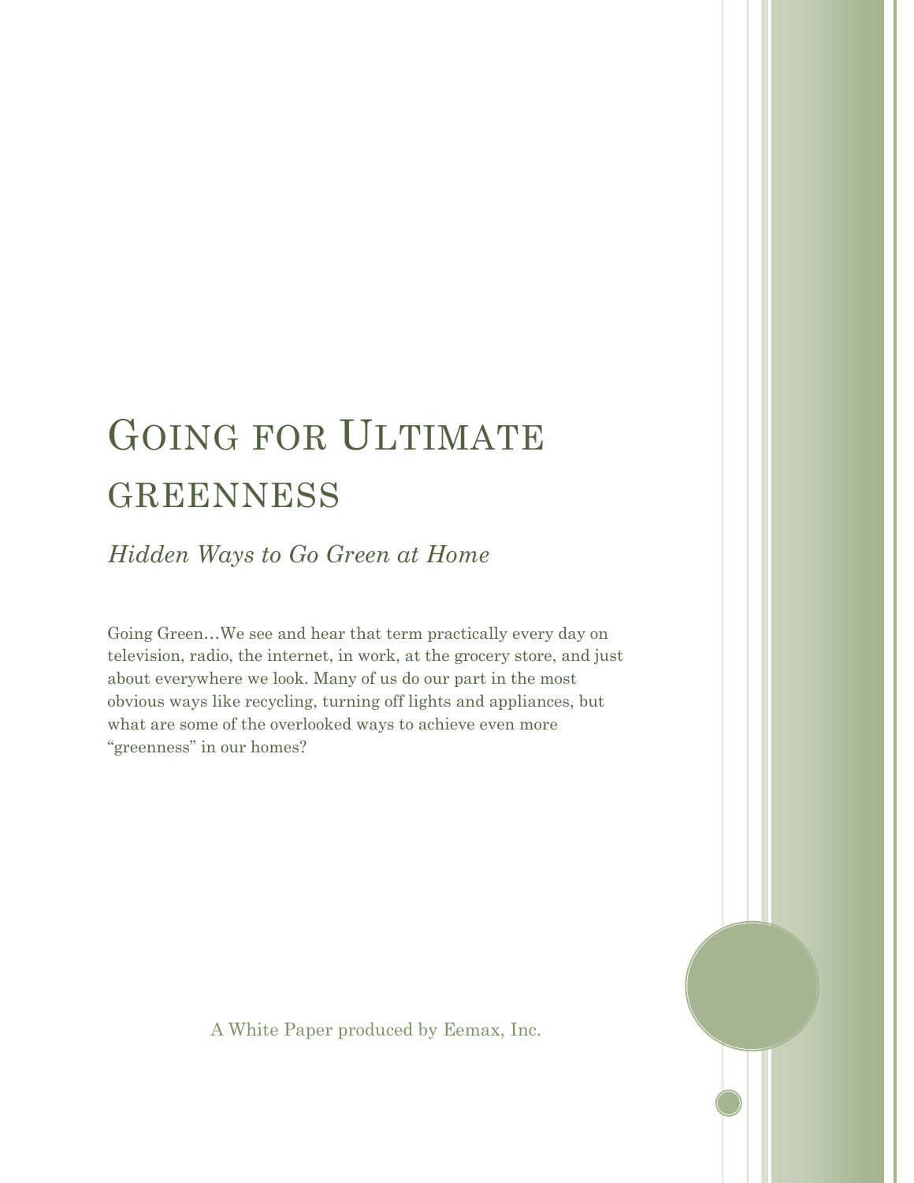# GOING FOR ULTIMATE GREENNESS

*Hidden Ways to Go Green at Home*

Going Green…We see and hear that term practically every day on television, radio, the internet, in work, at the grocery store, and just about everywhere we look. Many of us do our part in the most obvious ways like recycling, turning off lights and appliances, but what are some of the overlooked ways to achieve even more "greenness" in our homes?

A White Paper produced by Eemax, Inc.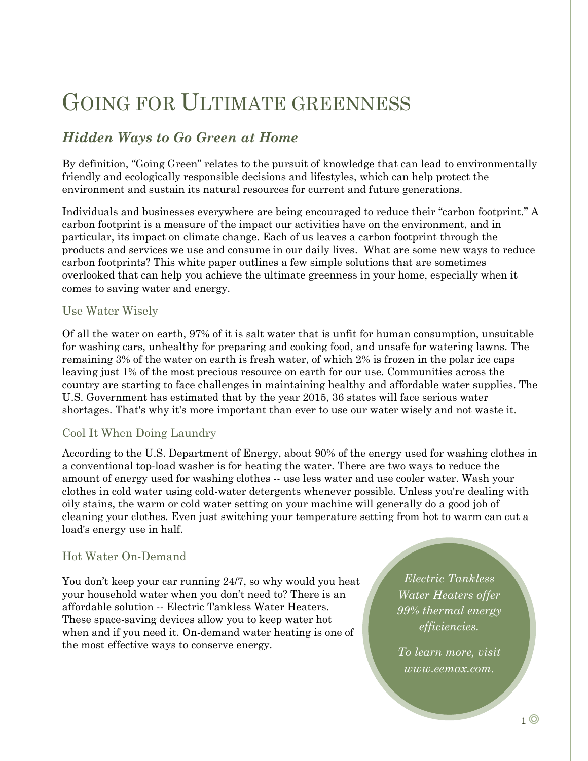# Going for Ultimate greenness

## *Hidden Ways to Go Green at Home*

By definition, "Going Green" relates to the pursuit of knowledge that can lead to environmentally friendly and ecologically responsible decisions and lifestyles, which can help protect the environment and sustain its natural resources for current and future generations.

Individuals and businesses everywhere are being encouraged to reduce their "carbon footprint." A carbon footprint is a measure of the impact our activities have on the environment, and in particular, its impact on climate change. Each of us leaves a carbon footprint through the products and services we use and consume in our daily lives. What are some new ways to reduce carbon footprints? This white paper outlines a few simple solutions that are sometimes overlooked that can help you achieve the ultimate greenness in your home, especially when it comes to saving water and energy.

### Use Water Wisely

Of all the water on earth, 97% of it is salt water that is unfit for human consumption, unsuitable for washing cars, unhealthy for preparing and cooking food, and unsafe for watering lawns. The remaining 3% of the water on earth is fresh water, of which 2% is frozen in the polar ice caps leaving just 1% of the most precious resource on earth for our use. Communities across the country are starting to face challenges in maintaining healthy and affordable water supplies. The U.S. Government has estimated that by the year 2015, 36 states will face serious water shortages. That's why it's more important than ever to use our water wisely and not waste it.

### Cool It When Doing Laundry

According to the U.S. Department of Energy, about 90% of the energy used for washing clothes in a conventional top-load washer is for heating the water. There are two ways to reduce the amount of energy used for washing clothes -- use less water and use cooler water. Wash your clothes in cold water using cold-water detergents whenever possible. Unless you're dealing with oily stains, the warm or cold water setting on your machine will generally do a good job of cleaning your clothes. Even just switching your temperature setting from hot to warm can cut a load's energy use in half.

### Hot Water On-Demand

You don't keep your car running 24/7, so why would you heat your household water when you don't need to? There is an affordable solution -- Electric Tankless Water Heaters. These space-saving devices allow you to keep water hot when and if you need it. On-demand water heating is one of the most effective ways to conserve energy.

*Electric Tankless Water Heaters offer 99% thermal energy efficiencies.*

*To learn more, visit www.eemax.com.*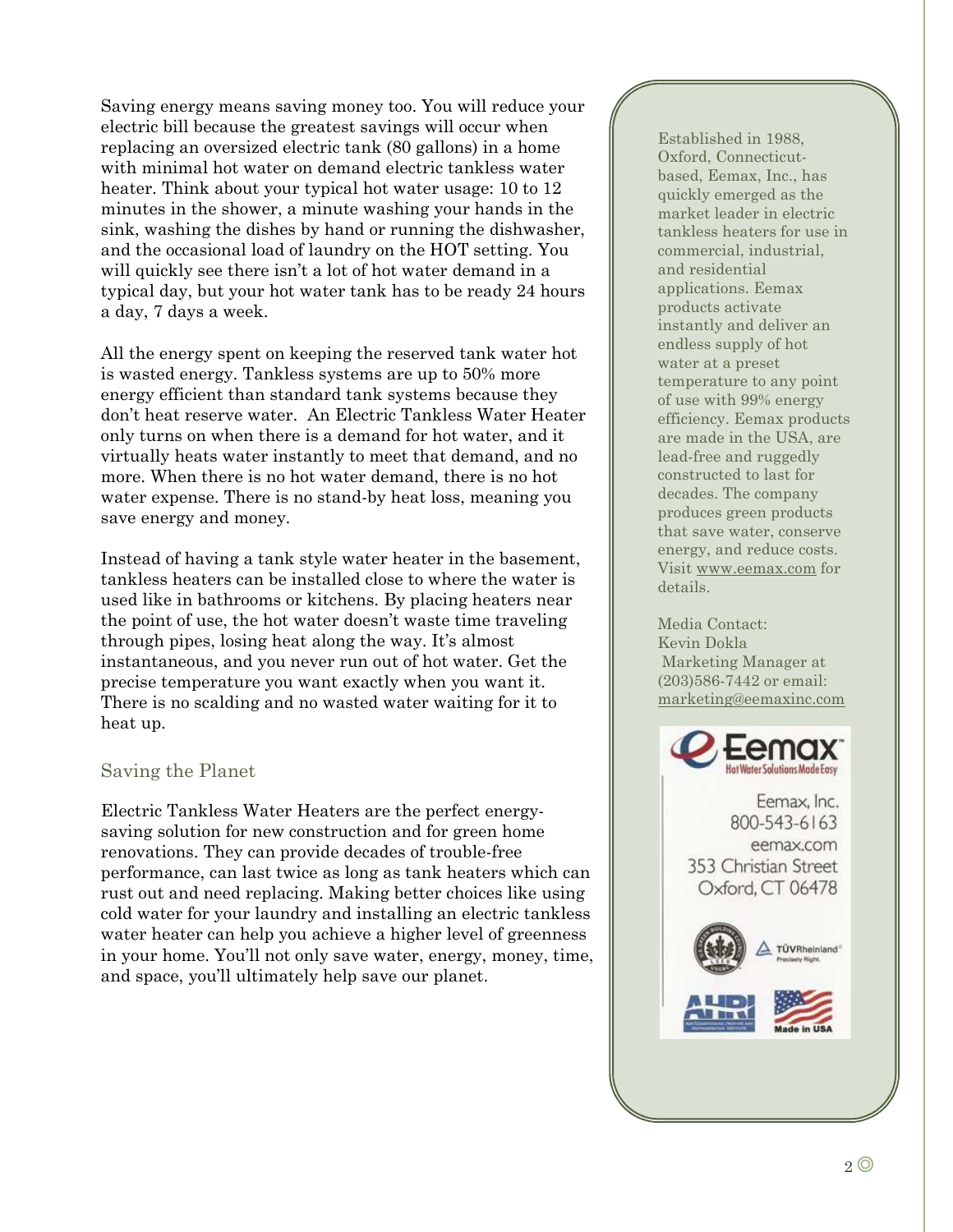Saving energy means saving money too. You will reduce your electric bill because the greatest savings will occur when replacing an oversized electric tank (80 gallons) in a home with minimal hot water on demand electric tankless water heater. Think about your typical hot water usage: 10 to 12 minutes in the shower, a minute washing your hands in the sink, washing the dishes by hand or running the dishwasher, and the occasional load of laundry on the HOT setting. You will quickly see there isn't a lot of hot water demand in a typical day, but your hot water tank has to be ready 24 hours a day, 7 days a week.

All the energy spent on keeping the reserved tank water hot is wasted energy. Tankless systems are up to 50% more energy efficient than standard tank systems because they don't heat reserve water. An Electric Tankless Water Heater only turns on when there is a demand for hot water, and it virtually heats water instantly to meet that demand, and no more. When there is no hot water demand, there is no hot water expense. There is no stand-by heat loss, meaning you save energy and money.

Instead of having a tank style water heater in the basement, tankless heaters can be installed close to where the water is used like in bathrooms or kitchens. By placing heaters near the point of use, the hot water doesn't waste time traveling through pipes, losing heat along the way. It's almost instantaneous, and you never run out of hot water. Get the precise temperature you want exactly when you want it. There is no scalding and no wasted water waiting for it to heat up.

## Saving the Planet

Electric Tankless Water Heaters are the perfect energy-saving solution for new construction and for green home renovations. They can provide decades of trouble-free performance, can last twice as long as tank heaters which can rust out and need replacing. Making better choices like using cold water for your laundry and installing an electric tankless water heater can help you achieve a higher level of greenness in your home. You'll not only save water, energy, money, time, and space, you'll ultimately help save our planet.

Established in 1988, Oxford, Connecticut-based, Eemax, Inc., has quickly emerged as the market leader in electric tankless heaters for use in commercial, industrial, and residential applications. Eemax products activate instantly and deliver an endless supply of hot water at a preset temperature to any point of use with 99% energy efficiency. Eemax products are made in the USA, are lead-free and ruggedly constructed to last for decades. The company produces green products that save water, conserve energy, and reduce costs. Visit www.eemax.com for details.

Media Contact:
Kevin Dokla
Marketing Manager at (203)586-7442 or email: marketing@eemaxinc.com

Eemax
Hot Water Solutions Made Easy

Eemax, Inc.
800-543-6163
eemax.com
353 Christian Street
Oxford, CT 06478

TÜVRheinland
Precisely Right.

AHRI

Made in USA